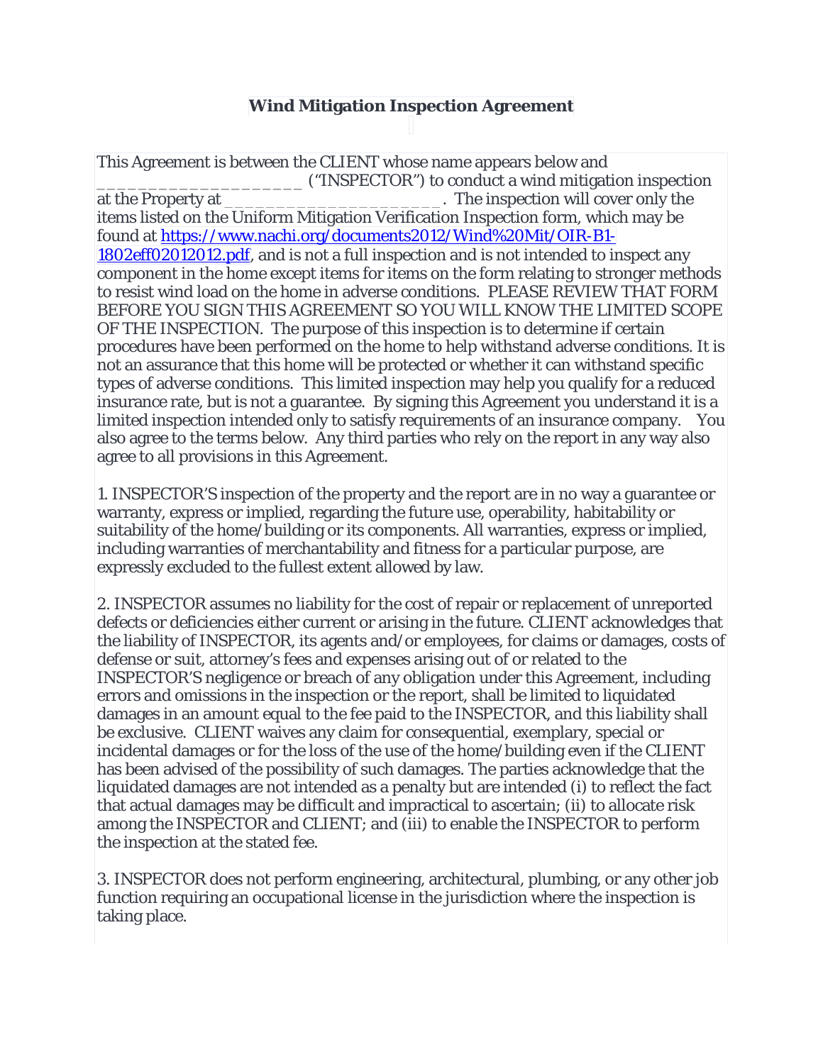# Wind Mitigation Inspection Agreement

This Agreement is between the CLIENT whose name appears below and ____________________ ("INSPECTOR") to conduct a wind mitigation inspection at the Property at ______________________. The inspection will cover only the items listed on the Uniform Mitigation Verification Inspection form, which may be found at https://www.nachi.org/documents2012/Wind%20Mit/OIR-B1-1802eff02012012.pdf, and is not a full inspection and is not intended to inspect any component in the home except items for items on the form relating to stronger methods to resist wind load on the home in adverse conditions. PLEASE REVIEW THAT FORM BEFORE YOU SIGN THIS AGREEMENT SO YOU WILL KNOW THE LIMITED SCOPE OF THE INSPECTION. The purpose of this inspection is to determine if certain procedures have been performed on the home to help withstand adverse conditions. It is not an assurance that this home will be protected or whether it can withstand specific types of adverse conditions. This limited inspection may help you qualify for a reduced insurance rate, but is not a guarantee. By signing this Agreement you understand it is a limited inspection intended only to satisfy requirements of an insurance company. You also agree to the terms below. Any third parties who rely on the report in any way also agree to all provisions in this Agreement.

1. INSPECTOR'S inspection of the property and the report are in no way a guarantee or warranty, express or implied, regarding the future use, operability, habitability or suitability of the home/building or its components. All warranties, express or implied, including warranties of merchantability and fitness for a particular purpose, are expressly excluded to the fullest extent allowed by law.

2. INSPECTOR assumes no liability for the cost of repair or replacement of unreported defects or deficiencies either current or arising in the future. CLIENT acknowledges that the liability of INSPECTOR, its agents and/or employees, for claims or damages, costs of defense or suit, attorney's fees and expenses arising out of or related to the INSPECTOR'S negligence or breach of any obligation under this Agreement, including errors and omissions in the inspection or the report, shall be limited to liquidated damages in an amount equal to the fee paid to the INSPECTOR, and this liability shall be exclusive. CLIENT waives any claim for consequential, exemplary, special or incidental damages or for the loss of the use of the home/building even if the CLIENT has been advised of the possibility of such damages. The parties acknowledge that the liquidated damages are not intended as a penalty but are intended (i) to reflect the fact that actual damages may be difficult and impractical to ascertain; (ii) to allocate risk among the INSPECTOR and CLIENT; and (iii) to enable the INSPECTOR to perform the inspection at the stated fee.

3. INSPECTOR does not perform engineering, architectural, plumbing, or any other job function requiring an occupational license in the jurisdiction where the inspection is taking place.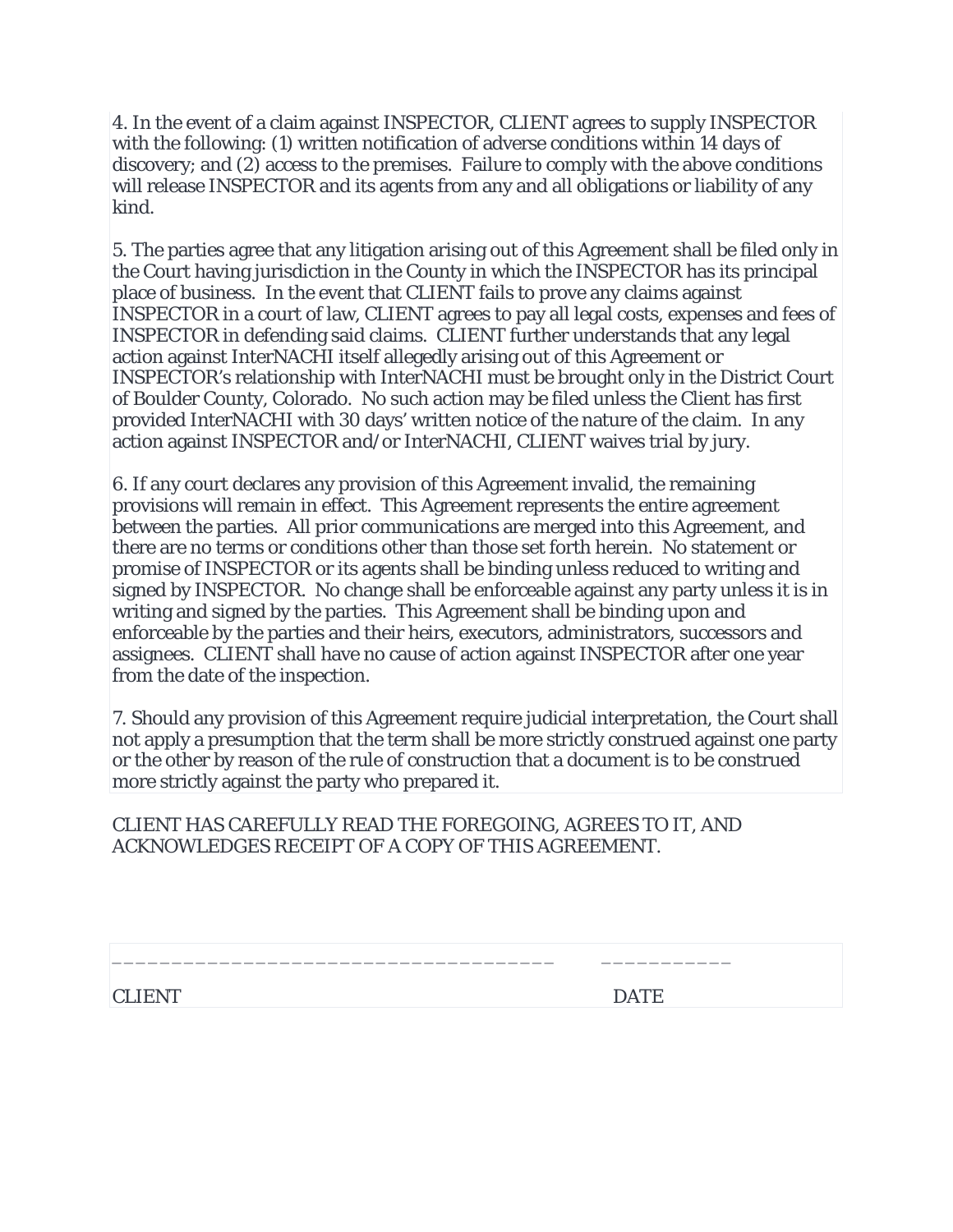4. In the event of a claim against INSPECTOR, CLIENT agrees to supply INSPECTOR with the following: (1) written notification of adverse conditions within 14 days of discovery; and (2) access to the premises.  Failure to comply with the above conditions will release INSPECTOR and its agents from any and all obligations or liability of any kind.

5. The parties agree that any litigation arising out of this Agreement shall be filed only in the Court having jurisdiction in the County in which the INSPECTOR has its principal place of business.  In the event that CLIENT fails to prove any claims against INSPECTOR in a court of law, CLIENT agrees to pay all legal costs, expenses and fees of INSPECTOR in defending said claims.  CLIENT further understands that any legal action against InterNACHI itself allegedly arising out of this Agreement or INSPECTOR's relationship with InterNACHI must be brought only in the District Court of Boulder County, Colorado.  No such action may be filed unless the Client has first provided InterNACHI with 30 days' written notice of the nature of the claim.  In any action against INSPECTOR and/or InterNACHI, CLIENT waives trial by jury.

6. If any court declares any provision of this Agreement invalid, the remaining provisions will remain in effect.  This Agreement represents the entire agreement between the parties.  All prior communications are merged into this Agreement, and there are no terms or conditions other than those set forth herein.  No statement or promise of INSPECTOR or its agents shall be binding unless reduced to writing and signed by INSPECTOR.  No change shall be enforceable against any party unless it is in writing and signed by the parties.  This Agreement shall be binding upon and enforceable by the parties and their heirs, executors, administrators, successors and assignees.  CLIENT shall have no cause of action against INSPECTOR after one year from the date of the inspection.

7. Should any provision of this Agreement require judicial interpretation, the Court shall not apply a presumption that the term shall be more strictly construed against one party or the other by reason of the rule of construction that a document is to be construed more strictly against the party who prepared it.

CLIENT HAS CAREFULLY READ THE FOREGOING, AGREES TO IT, AND ACKNOWLEDGES RECEIPT OF A COPY OF THIS AGREEMENT.

| | |
|---|---|
| ____________________________________ | ___________ |
| CLIENT | DATE |